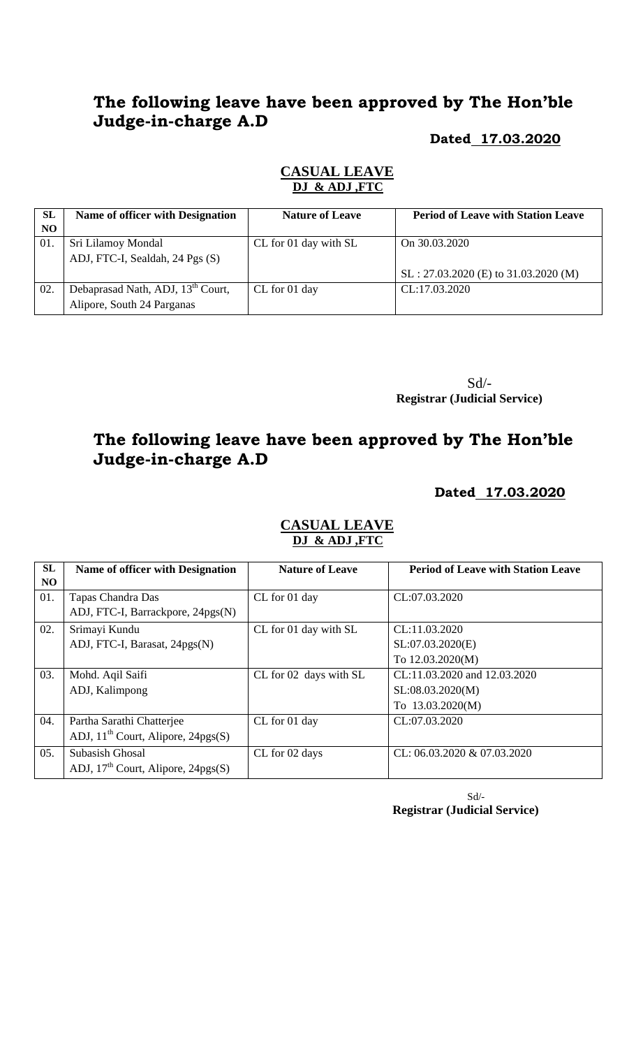# The following leave have been approved by The Hon'ble Judge-in-charge A.D

**Dated 17.03.2020**

**CASUAL LEAVE**
**DJ & ADJ ,FTC**

| SL NO | Name of officer with Designation | Nature of Leave | Period of Leave with Station Leave |
|---|---|---|---|
| 01. | Sri Lilamoy Mondal<br>ADJ, FTC-I, Sealdah, 24 Pgs (S) | CL for 01 day with SL | On 30.03.2020<br><br>SL : 27.03.2020 (E) to 31.03.2020 (M) |
| 02. | Debaprasad Nath, ADJ, 13th Court, Alipore, South 24 Parganas | CL for 01 day | CL:17.03.2020 |

Sd/-
**Registrar (Judicial Service)**

# The following leave have been approved by The Hon'ble Judge-in-charge A.D

**Dated 17.03.2020**

**CASUAL LEAVE**
**DJ & ADJ ,FTC**

| SL NO | Name of officer with Designation | Nature of Leave | Period of Leave with Station Leave |
|---|---|---|---|
| 01. | Tapas Chandra Das<br>ADJ, FTC-I, Barrackpore, 24pgs(N) | CL for 01 day | CL:07.03.2020 |
| 02. | Srimayi Kundu<br>ADJ, FTC-I, Barasat, 24pgs(N) | CL for 01 day with SL | CL:11.03.2020<br>SL:07.03.2020(E)<br>To 12.03.2020(M) |
| 03. | Mohd. Aqil Saifi<br>ADJ, Kalimpong | CL for 02 days with SL | CL:11.03.2020 and 12.03.2020<br>SL:08.03.2020(M)<br>To 13.03.2020(M) |
| 04. | Partha Sarathi Chatterjee<br>ADJ, 11th Court, Alipore, 24pgs(S) | CL for 01 day | CL:07.03.2020 |
| 05. | Subasish Ghosal<br>ADJ, 17th Court, Alipore, 24pgs(S) | CL for 02 days | CL: 06.03.2020 & 07.03.2020 |

Sd/-
**Registrar (Judicial Service)**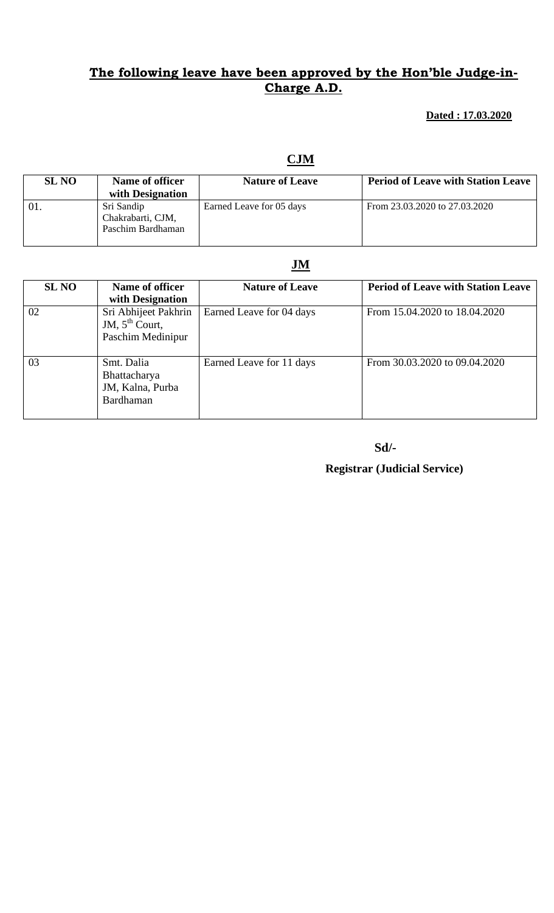## The following leave have been approved by the Hon'ble Judge-in-Charge A.D.

**Dated : 17.03.2020**

### CJM

| SL NO | Name of officer with Designation | Nature of Leave | Period of Leave with Station Leave |
|---|---|---|---|
| 01. | Sri Sandip Chakrabarti, CJM, Paschim Bardhaman | Earned Leave for 05 days | From 23.03.2020 to 27.03.2020 |

### JM

| SL NO | Name of officer with Designation | Nature of Leave | Period of Leave with Station Leave |
|---|---|---|---|
| 02 | Sri Abhijeet Pakhrin JM, 5th Court, Paschim Medinipur | Earned Leave for 04 days | From 15.04.2020 to 18.04.2020 |
| 03 | Smt. Dalia Bhattacharya JM, Kalna, Purba Bardhaman | Earned Leave for 11 days | From 30.03.2020 to 09.04.2020 |

**Sd/-**

**Registrar (Judicial Service)**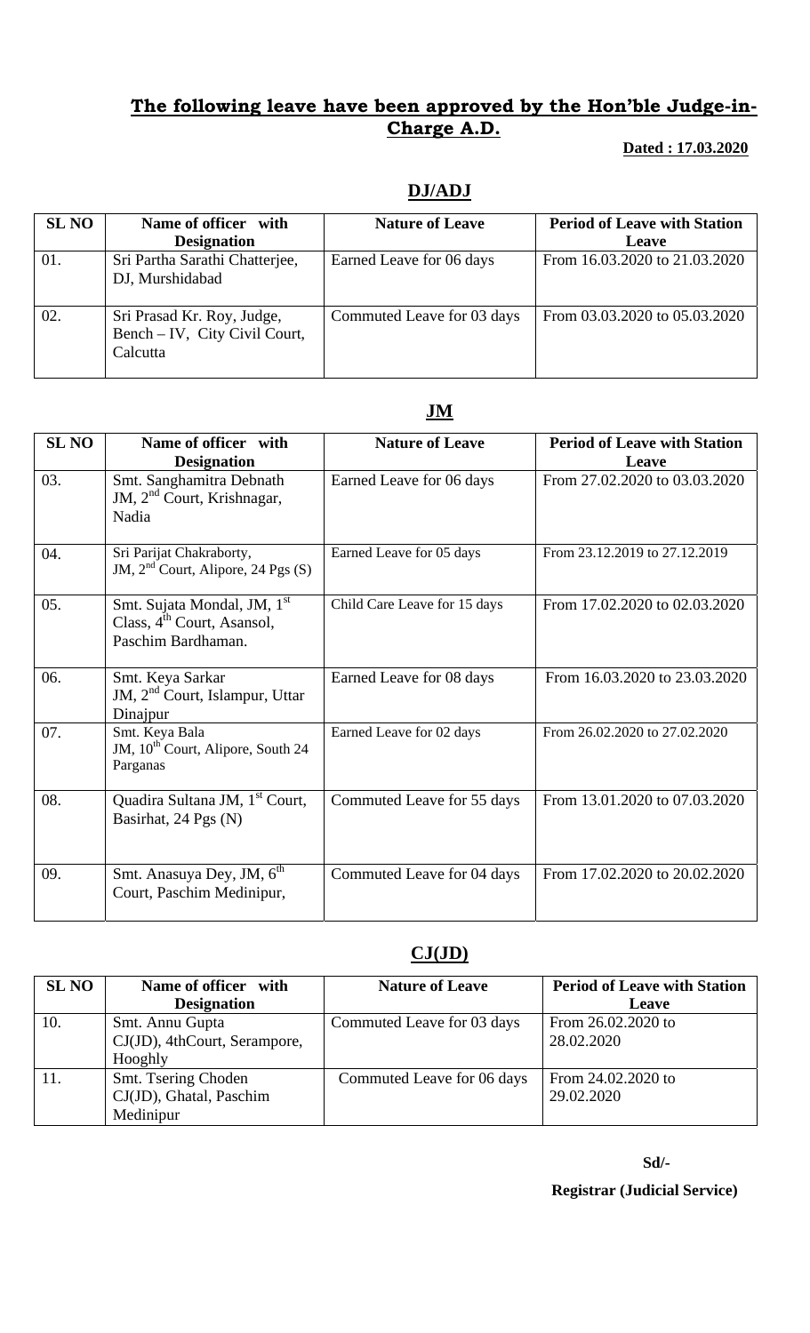## The following leave have been approved by the Hon'ble Judge-in-Charge A.D.

**Dated : 17.03.2020**

### DJ/ADJ

| SL NO | Name of officer with Designation | Nature of Leave | Period of Leave with Station Leave |
|---|---|---|---|
| 01. | Sri Partha Sarathi Chatterjee, DJ, Murshidabad | Earned Leave for 06 days | From 16.03.2020 to 21.03.2020 |
| 02. | Sri Prasad Kr. Roy, Judge, Bench – IV, City Civil Court, Calcutta | Commuted Leave for 03 days | From 03.03.2020 to 05.03.2020 |

### JM

| SL NO | Name of officer with Designation | Nature of Leave | Period of Leave with Station Leave |
|---|---|---|---|
| 03. | Smt. Sanghamitra Debnath JM, 2nd Court, Krishnagar, Nadia | Earned Leave for 06 days | From 27.02.2020 to 03.03.2020 |
| 04. | Sri Parijat Chakraborty, JM, 2nd Court, Alipore, 24 Pgs (S) | Earned Leave for 05 days | From 23.12.2019 to 27.12.2019 |
| 05. | Smt. Sujata Mondal, JM, 1st Class, 4th Court, Asansol, Paschim Bardhaman. | Child Care Leave for 15 days | From 17.02.2020 to 02.03.2020 |
| 06. | Smt. Keya Sarkar JM, 2nd Court, Islampur, Uttar Dinajpur | Earned Leave for 08 days | From 16.03.2020 to 23.03.2020 |
| 07. | Smt. Keya Bala JM, 10th Court, Alipore, South 24 Parganas | Earned Leave for 02 days | From 26.02.2020 to 27.02.2020 |
| 08. | Quadira Sultana JM, 1st Court, Basirhat, 24 Pgs (N) | Commuted Leave for 55 days | From 13.01.2020 to 07.03.2020 |
| 09. | Smt. Anasuya Dey, JM, 6th Court, Paschim Medinipur, | Commuted Leave for 04 days | From 17.02.2020 to 20.02.2020 |

### CJ(JD)

| SL NO | Name of officer with Designation | Nature of Leave | Period of Leave with Station Leave |
|---|---|---|---|
| 10. | Smt. Annu Gupta CJ(JD), 4thCourt, Serampore, Hooghly | Commuted Leave for 03 days | From 26.02.2020 to 28.02.2020 |
| 11. | Smt. Tsering Choden CJ(JD), Ghatal, Paschim Medinipur | Commuted Leave for 06 days | From 24.02.2020 to 29.02.2020 |

**Sd/-**

**Registrar (Judicial Service)**